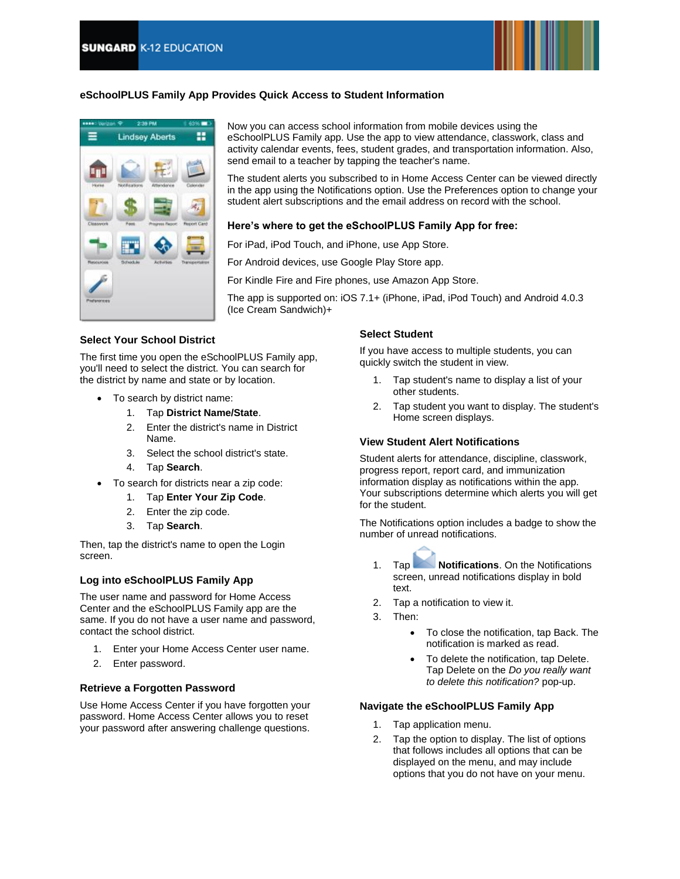SUNGARD K-12 EDUCATION

## eSchoolPLUS Family App Provides Quick Access to Student Information

Now you can access school information from mobile devices using the eSchoolPLUS Family app. Use the app to view attendance, classwork, class and activity calendar events, fees, student grades, and transportation information. Also, send email to a teacher by tapping the teacher's name.

The student alerts you subscribed to in Home Access Center can be viewed directly in the app using the Notifications option. Use the Preferences option to change your student alert subscriptions and the email address on record with the school.

### Here's where to get the eSchoolPLUS Family App for free:

For iPad, iPod Touch, and iPhone, use App Store.

For Android devices, use Google Play Store app.

For Kindle Fire and Fire phones, use Amazon App Store.

The app is supported on: iOS 7.1+ (iPhone, iPad, iPod Touch) and Android 4.0.3 (Ice Cream Sandwich)+

### Select Your School District

The first time you open the eSchoolPLUS Family app, you'll need to select the district. You can search for the district by name and state or by location.

- To search by district name:
  1. Tap **District Name/State**.
  2. Enter the district's name in District Name.
  3. Select the school district's state.
  4. Tap **Search**.
- To search for districts near a zip code:
  1. Tap **Enter Your Zip Code**.
  2. Enter the zip code.
  3. Tap **Search**.

Then, tap the district's name to open the Login screen.

### Log into eSchoolPLUS Family App

The user name and password for Home Access Center and the eSchoolPLUS Family app are the same. If you do not have a user name and password, contact the school district.

1. Enter your Home Access Center user name.
2. Enter password.

### Retrieve a Forgotten Password

Use Home Access Center if you have forgotten your password. Home Access Center allows you to reset your password after answering challenge questions.

### Select Student

If you have access to multiple students, you can quickly switch the student in view.

1. Tap student's name to display a list of your other students.
2. Tap student you want to display. The student's Home screen displays.

### View Student Alert Notifications

Student alerts for attendance, discipline, classwork, progress report, report card, and immunization information display as notifications within the app. Your subscriptions determine which alerts you will get for the student.

The Notifications option includes a badge to show the number of unread notifications.

1. Tap **Notifications**. On the Notifications screen, unread notifications display in bold text.
2. Tap a notification to view it.
3. Then:
   - To close the notification, tap Back. The notification is marked as read.
   - To delete the notification, tap Delete. Tap Delete on the *Do you really want to delete this notification?* pop-up.

### Navigate the eSchoolPLUS Family App

1. Tap application menu.
2. Tap the option to display. The list of options that follows includes all options that can be displayed on the menu, and may include options that you do not have on your menu.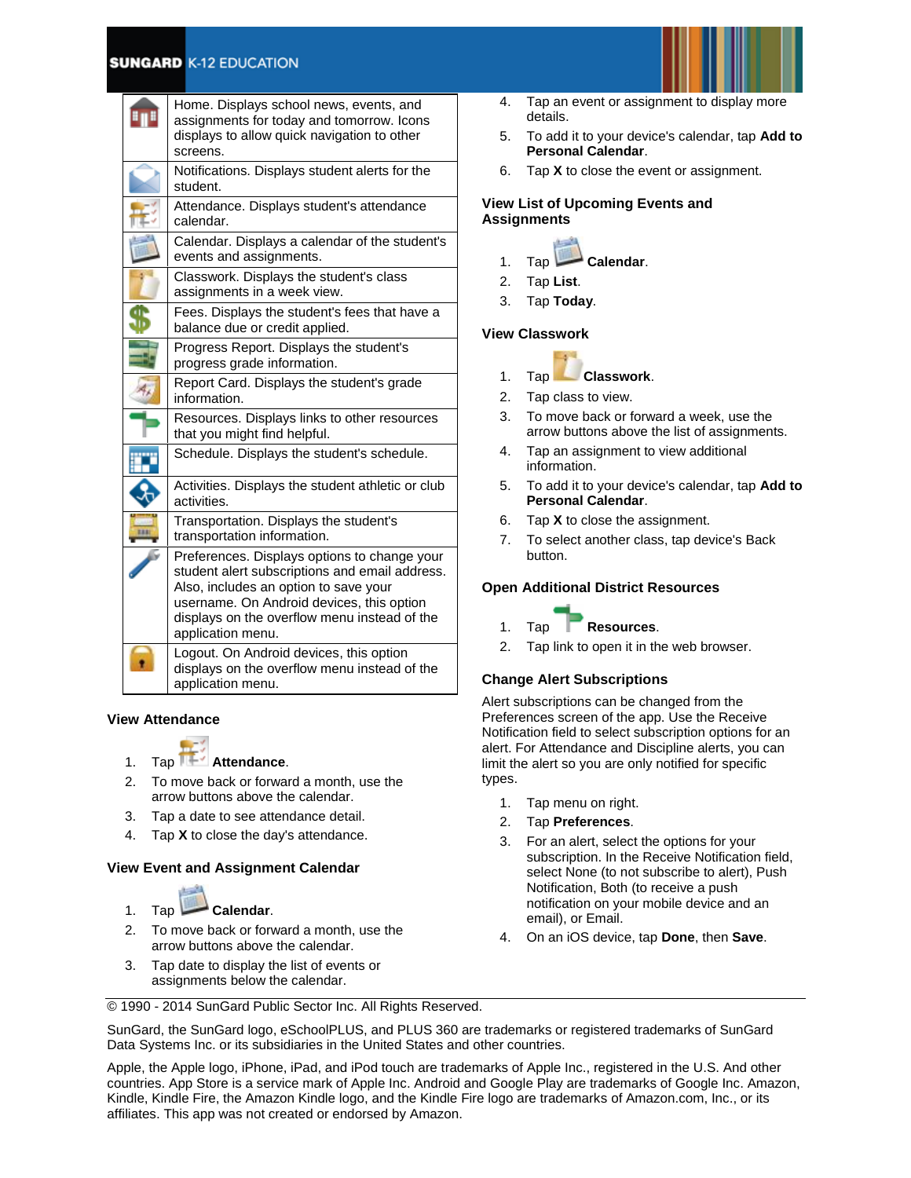| | |
|---|---|
| | Home. Displays school news, events, and assignments for today and tomorrow. Icons displays to allow quick navigation to other screens. |
| | Notifications. Displays student alerts for the student. |
| | Attendance. Displays student's attendance calendar. |
| | Calendar. Displays a calendar of the student's events and assignments. |
| | Classwork. Displays the student's class assignments in a week view. |
| | Fees. Displays the student's fees that have a balance due or credit applied. |
| | Progress Report. Displays the student's progress grade information. |
| | Report Card. Displays the student's grade information. |
| | Resources. Displays links to other resources that you might find helpful. |
| | Schedule. Displays the student's schedule. |
| | Activities. Displays the student athletic or club activities. |
| | Transportation. Displays the student's transportation information. |
| | Preferences. Displays options to change your student alert subscriptions and email address. Also, includes an option to save your username. On Android devices, this option displays on the overflow menu instead of the application menu. |
| | Logout. On Android devices, this option displays on the overflow menu instead of the application menu. |

### View Attendance

1. Tap **Attendance**.
2. To move back or forward a month, use the arrow buttons above the calendar.
3. Tap a date to see attendance detail.
4. Tap **X** to close the day's attendance.

### View Event and Assignment Calendar

1. Tap **Calendar**.
2. To move back or forward a month, use the arrow buttons above the calendar.
3. Tap date to display the list of events or assignments below the calendar.
4. Tap an event or assignment to display more details.
5. To add it to your device's calendar, tap **Add to Personal Calendar**.
6. Tap **X** to close the event or assignment.

### View List of Upcoming Events and Assignments

1. Tap **Calendar**.
2. Tap **List**.
3. Tap **Today**.

### View Classwork

1. Tap **Classwork**.
2. Tap class to view.
3. To move back or forward a week, use the arrow buttons above the list of assignments.
4. Tap an assignment to view additional information.
5. To add it to your device's calendar, tap **Add to Personal Calendar**.
6. Tap **X** to close the assignment.
7. To select another class, tap device's Back button.

### Open Additional District Resources

1. Tap **Resources**.
2. Tap link to open it in the web browser.

### Change Alert Subscriptions

Alert subscriptions can be changed from the Preferences screen of the app. Use the Receive Notification field to select subscription options for an alert. For Attendance and Discipline alerts, you can limit the alert so you are only notified for specific types.

1. Tap menu on right.
2. Tap **Preferences**.
3. For an alert, select the options for your subscription. In the Receive Notification field, select None (to not subscribe to alert), Push Notification, Both (to receive a push notification on your mobile device and an email), or Email.
4. On an iOS device, tap **Done**, then **Save**.

---

© 1990 - 2014 SunGard Public Sector Inc. All Rights Reserved.

SunGard, the SunGard logo, eSchoolPLUS, and PLUS 360 are trademarks or registered trademarks of SunGard Data Systems Inc. or its subsidiaries in the United States and other countries.

Apple, the Apple logo, iPhone, iPad, and iPod touch are trademarks of Apple Inc., registered in the U.S. And other countries. App Store is a service mark of Apple Inc. Android and Google Play are trademarks of Google Inc. Amazon, Kindle, Kindle Fire, the Amazon Kindle logo, and the Kindle Fire logo are trademarks of Amazon.com, Inc., or its affiliates. This app was not created or endorsed by Amazon.